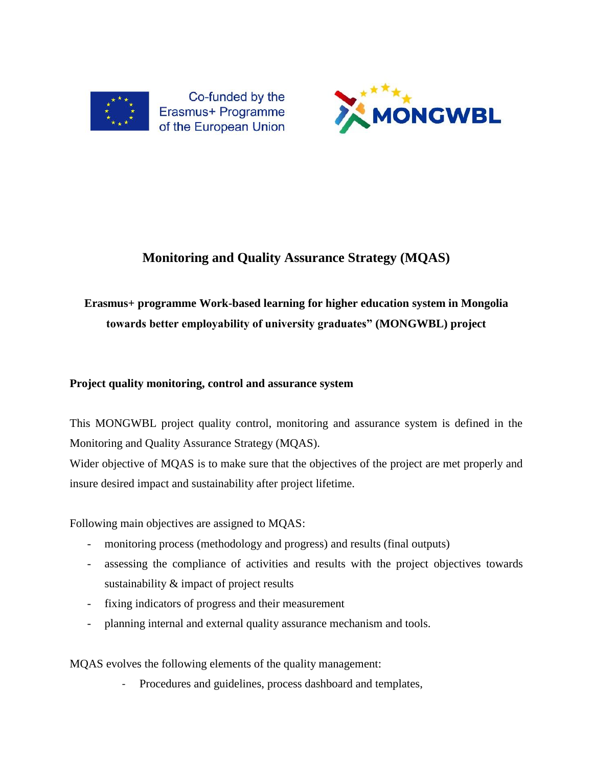Co-funded by the Erasmus+ Programme of the European Union

MONGWBL

# Monitoring and Quality Assurance Strategy (MQAS)

## Erasmus+ programme Work-based learning for higher education system in Mongolia towards better employability of university graduates" (MONGWBL) project

### Project quality monitoring, control and assurance system

This MONGWBL project quality control, monitoring and assurance system is defined in the Monitoring and Quality Assurance Strategy (MQAS).
Wider objective of MQAS is to make sure that the objectives of the project are met properly and insure desired impact and sustainability after project lifetime.

Following main objectives are assigned to MQAS:

- monitoring process (methodology and progress) and results (final outputs)
- assessing the compliance of activities and results with the project objectives towards sustainability & impact of project results
- fixing indicators of progress and their measurement
- planning internal and external quality assurance mechanism and tools.

MQAS evolves the following elements of the quality management:

- Procedures and guidelines, process dashboard and templates,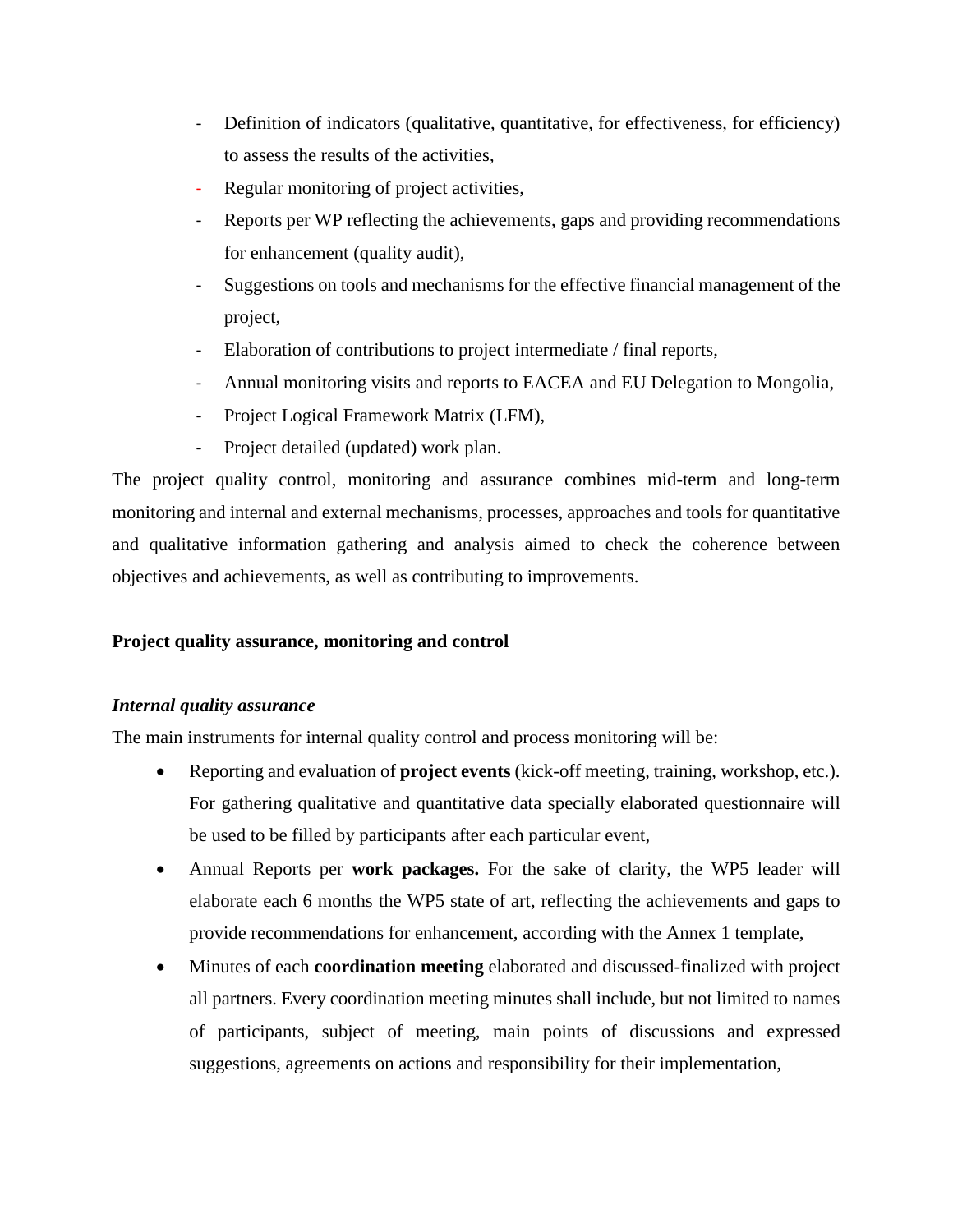- Definition of indicators (qualitative, quantitative, for effectiveness, for efficiency) to assess the results of the activities,
- Regular monitoring of project activities,
- Reports per WP reflecting the achievements, gaps and providing recommendations for enhancement (quality audit),
- Suggestions on tools and mechanisms for the effective financial management of the project,
- Elaboration of contributions to project intermediate / final reports,
- Annual monitoring visits and reports to EACEA and EU Delegation to Mongolia,
- Project Logical Framework Matrix (LFM),
- Project detailed (updated) work plan.

The project quality control, monitoring and assurance combines mid-term and long-term monitoring and internal and external mechanisms, processes, approaches and tools for quantitative and qualitative information gathering and analysis aimed to check the coherence between objectives and achievements, as well as contributing to improvements.

**Project quality assurance, monitoring and control**

***Internal quality assurance***

The main instruments for internal quality control and process monitoring will be:

- Reporting and evaluation of **project events** (kick-off meeting, training, workshop, etc.). For gathering qualitative and quantitative data specially elaborated questionnaire will be used to be filled by participants after each particular event,
- Annual Reports per **work packages.** For the sake of clarity, the WP5 leader will elaborate each 6 months the WP5 state of art, reflecting the achievements and gaps to provide recommendations for enhancement, according with the Annex 1 template,
- Minutes of each **coordination meeting** elaborated and discussed-finalized with project all partners. Every coordination meeting minutes shall include, but not limited to names of participants, subject of meeting, main points of discussions and expressed suggestions, agreements on actions and responsibility for their implementation,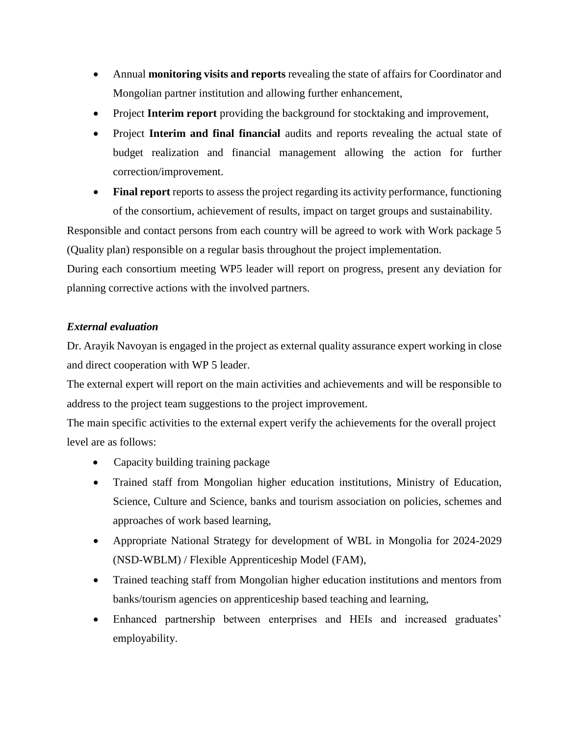- Annual **monitoring visits and reports** revealing the state of affairs for Coordinator and Mongolian partner institution and allowing further enhancement,
- Project **Interim report** providing the background for stocktaking and improvement,
- Project **Interim and final financial** audits and reports revealing the actual state of budget realization and financial management allowing the action for further correction/improvement.
- **Final report** reports to assess the project regarding its activity performance, functioning of the consortium, achievement of results, impact on target groups and sustainability.

Responsible and contact persons from each country will be agreed to work with Work package 5 (Quality plan) responsible on a regular basis throughout the project implementation.

During each consortium meeting WP5 leader will report on progress, present any deviation for planning corrective actions with the involved partners.

***External evaluation***

Dr. Arayik Navoyan is engaged in the project as external quality assurance expert working in close and direct cooperation with WP 5 leader.

The external expert will report on the main activities and achievements and will be responsible to address to the project team suggestions to the project improvement.

The main specific activities to the external expert verify the achievements for the overall project level are as follows:

- Capacity building training package
- Trained staff from Mongolian higher education institutions, Ministry of Education, Science, Culture and Science, banks and tourism association on policies, schemes and approaches of work based learning,
- Appropriate National Strategy for development of WBL in Mongolia for 2024-2029 (NSD-WBLM) / Flexible Apprenticeship Model (FAM),
- Trained teaching staff from Mongolian higher education institutions and mentors from banks/tourism agencies on apprenticeship based teaching and learning,
- Enhanced partnership between enterprises and HEIs and increased graduates' employability.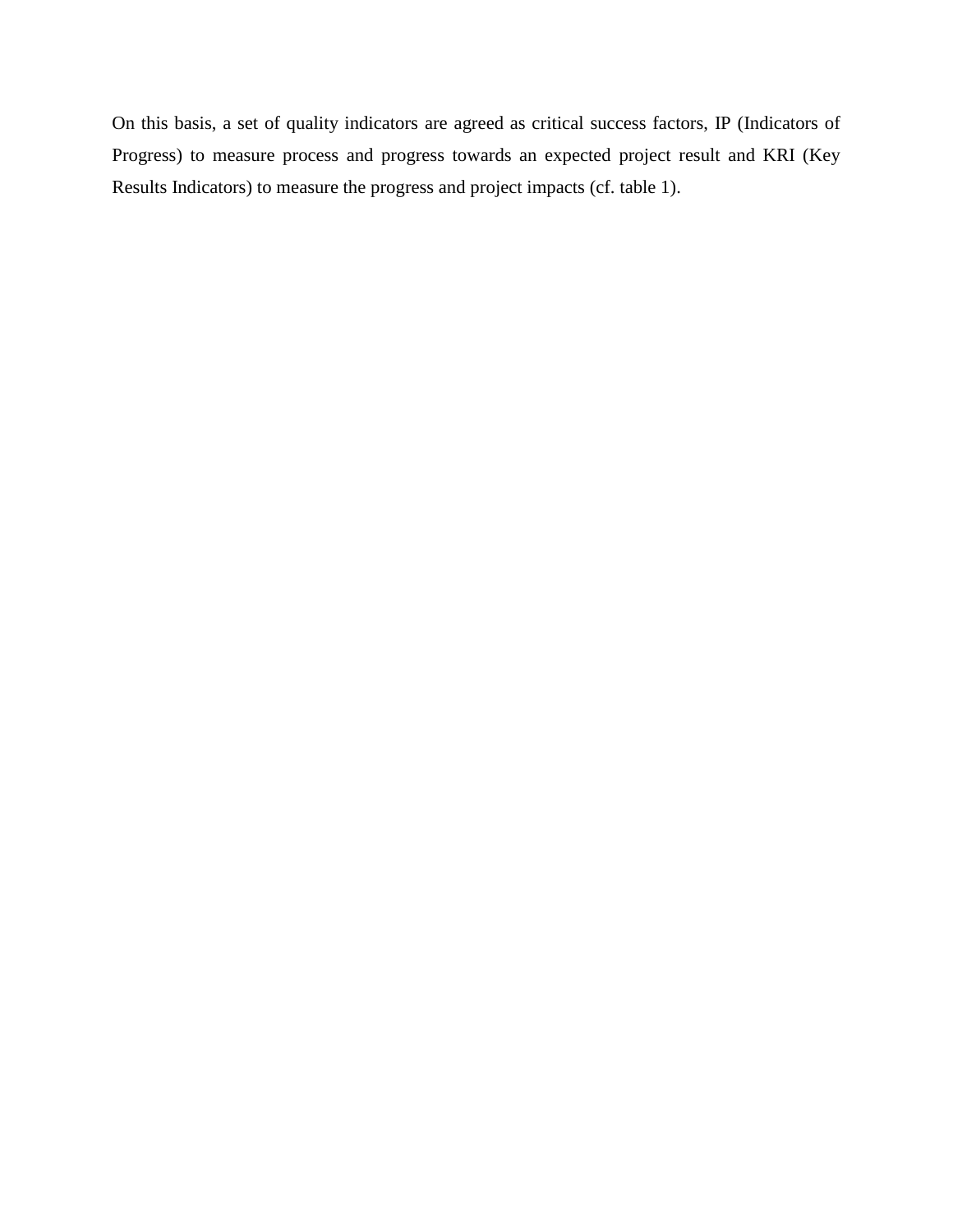On this basis, a set of quality indicators are agreed as critical success factors, IP (Indicators of Progress) to measure process and progress towards an expected project result and KRI (Key Results Indicators) to measure the progress and project impacts (cf. table 1).